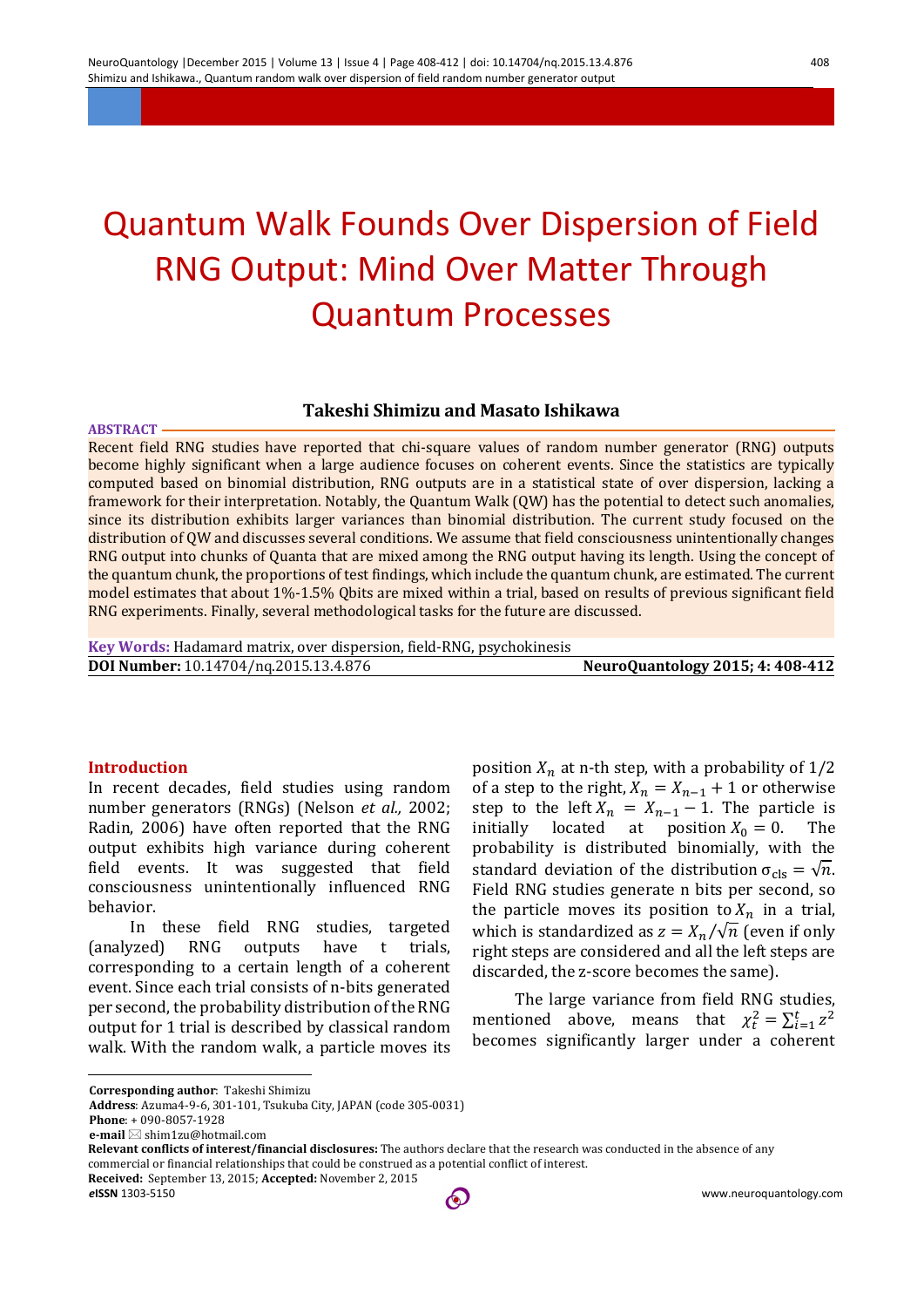# Quantum Walk Founds Over Dispersion of Field RNG Output: Mind Over Matter Through Quantum Processes

**Takeshi Shimizu and Masato Ishikawa**

**ABSTRACT**

Recent field RNG studies have reported that chi-square values of random number generator (RNG) outputs become highly significant when a large audience focuses on coherent events. Since the statistics are typically computed based on binomial distribution, RNG outputs are in a statistical state of over dispersion, lacking a framework for their interpretation. Notably, the Quantum Walk (QW) has the potential to detect such anomalies, since its distribution exhibits larger variances than binomial distribution. The current study focused on the distribution of QW and discusses several conditions. We assume that field consciousness unintentionally changes RNG output into chunks of Quanta that are mixed among the RNG output having its length. Using the concept of the quantum chunk, the proportions of test findings, which include the quantum chunk, are estimated. The current model estimates that about 1%-1.5% Qbits are mixed within a trial, based on results of previous significant field RNG experiments. Finally, several methodological tasks for the future are discussed.

**Key Words:** Hadamard matrix, over dispersion, field-RNG, psychokinesis

**DOI Number:** 10.14704/nq.2015.13.4.876 **NeuroQuantology 2015; 4: 408-412**

## Introduction

In recent decades, field studies using random number generators (RNGs) (Nelson *et al.,* 2002; Radin, 2006) have often reported that the RNG output exhibits high variance during coherent field events. It was suggested that field consciousness unintentionally influenced RNG behavior.

In these field RNG studies, targeted (analyzed) RNG outputs have t trials, corresponding to a certain length of a coherent event. Since each trial consists of n-bits generated per second, the probability distribution of the RNG output for 1 trial is described by classical random walk. With the random walk, a particle moves its position $X_n$ at n-th step, with a probability of 1/2 of a step to the right, $X_n = X_{n-1} + 1$ or otherwise step to the left $X_n = X_{n-1} - 1$. The particle is initially located at position $X_0 = 0$. The probability is distributed binomially, with the standard deviation of the distribution $\sigma_{\text{cls}} = \sqrt{n}$. Field RNG studies generate n bits per second, so the particle moves its position to $X_n$ in a trial, which is standardized as $z = X_n/\sqrt{n}$ (even if only right steps are considered and all the left steps are discarded, the z-score becomes the same).

The large variance from field RNG studies, mentioned above, means that $\chi_t^2 = \sum_{i=1}^{t} z^2$ becomes significantly larger under a coherent

---

**Corresponding author**: Takeshi Shimizu

**Address**: Azuma4-9-6, 301-101, Tsukuba City, JAPAN (code 305-0031)

**Phone**: + 090-8057-1928

**e-mail** ✉ shim1zu@hotmail.com

**Relevant conflicts of interest/financial disclosures:** The authors declare that the research was conducted in the absence of any commercial or financial relationships that could be construed as a potential conflict of interest.

**Received:** September 13, 2015; **Accepted:** November 2, 2015

***e*ISSN** 1303-5150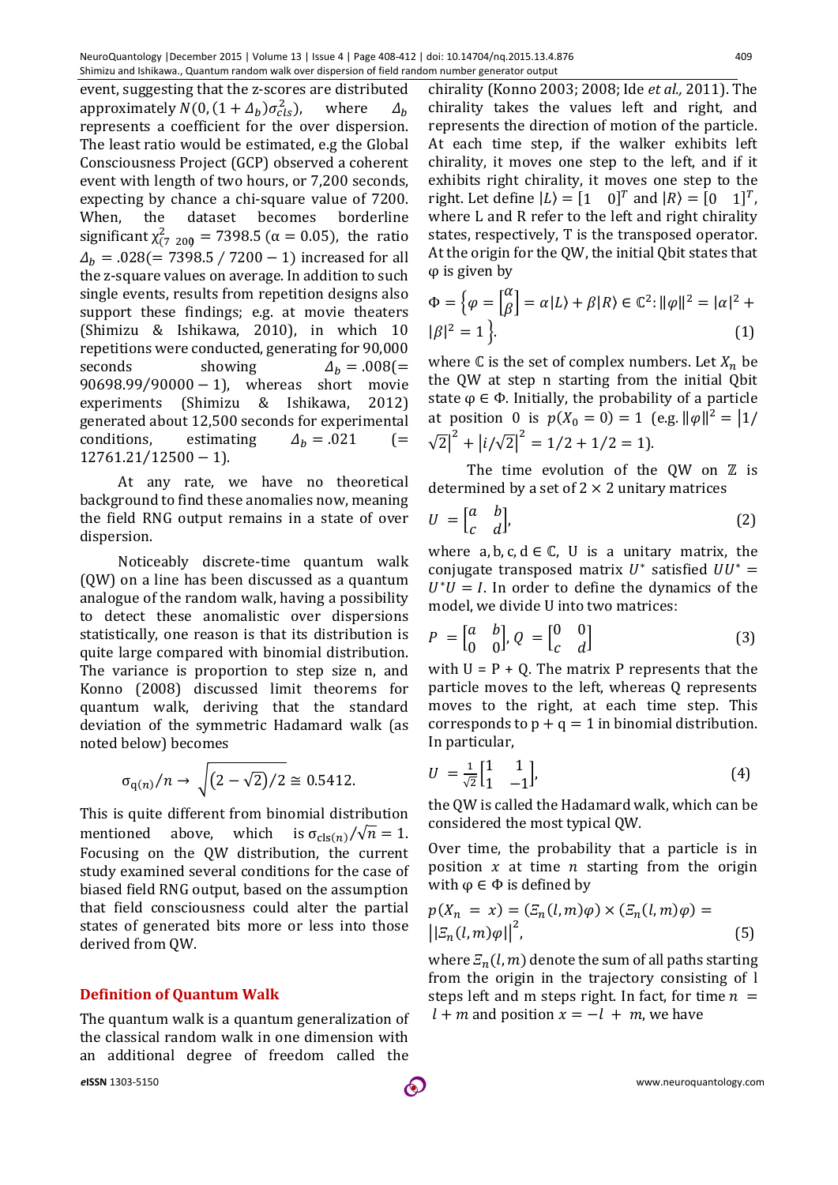event, suggesting that the z-scores are distributed approximately $N(0,(1+\Delta_b)\sigma_{cls}^2)$, where $\Delta_b$ represents a coefficient for the over dispersion. The least ratio would be estimated, e.g the Global Consciousness Project (GCP) observed a coherent event with length of two hours, or 7,200 seconds, expecting by chance a chi-square value of 7200. When, the dataset becomes borderline significant $\chi^2_{(7\ 200)} = 7398.5$ ($\alpha = 0.05$), the ratio $\Delta_b = .028 (= 7398.5\ /\ 7200 - 1)$ increased for all the z-square values on average. In addition to such single events, results from repetition designs also support these findings; e.g. at movie theaters (Shimizu & Ishikawa, 2010), in which 10 repetitions were conducted, generating for 90,000 seconds showing $\Delta_b = .008 (= 90698.99/90000 - 1)$, whereas short movie experiments (Shimizu & Ishikawa, 2012) generated about 12,500 seconds for experimental conditions, estimating $\Delta_b = .021$ $(= 12761.21/12500 - 1)$.

At any rate, we have no theoretical background to find these anomalies now, meaning the field RNG output remains in a state of over dispersion.

Noticeably discrete-time quantum walk (QW) on a line has been discussed as a quantum analogue of the random walk, having a possibility to detect these anomalistic over dispersions statistically, one reason is that its distribution is quite large compared with binomial distribution. The variance is proportion to step size n, and Konno (2008) discussed limit theorems for quantum walk, deriving that the standard deviation of the symmetric Hadamard walk (as noted below) becomes

$$\sigma_{q(n)}/n \to \sqrt{(2-\sqrt{2})/2} \cong 0.5412.$$

This is quite different from binomial distribution mentioned above, which is $\sigma_{cls(n)}/\sqrt{n} = 1$. Focusing on the QW distribution, the current study examined several conditions for the case of biased field RNG output, based on the assumption that field consciousness could alter the partial states of generated bits more or less into those derived from QW.

## Definition of Quantum Walk

The quantum walk is a quantum generalization of the classical random walk in one dimension with an additional degree of freedom called the chirality (Konno 2003; 2008; Ide *et al.,* 2011). The chirality takes the values left and right, and represents the direction of motion of the particle. At each time step, if the walker exhibits left chirality, it moves one step to the left, and if it exhibits right chirality, it moves one step to the right. Let define $|L\rangle = [1 \quad 0]^T$ and $|R\rangle = [0 \quad 1]^T$, where L and R refer to the left and right chirality states, respectively, T is the transposed operator. At the origin for the QW, the initial Qbit states that φ is given by

$$\Phi = \left\{ \varphi = \begin{bmatrix} \alpha \\ \beta \end{bmatrix} = \alpha|L\rangle + \beta|R\rangle \in \mathbb{C}^2 : \|\varphi\|^2 = |\alpha|^2 + |\beta|^2 = 1 \right\}. \quad (1)$$

where $\mathbb{C}$ is the set of complex numbers. Let $X_n$ be the QW at step n starting from the initial Qbit state $\varphi \in \Phi$. Initially, the probability of a particle at position 0 is $p(X_0 = 0) = 1$ (e.g. $\|\varphi\|^2 = |1/\sqrt{2}|^2 + |i/\sqrt{2}|^2 = 1/2 + 1/2 = 1$).

The time evolution of the QW on $\mathbb{Z}$ is determined by a set of $2 \times 2$ unitary matrices

$$U = \begin{bmatrix} a & b \\ c & d \end{bmatrix}, \quad (2)$$

where $a, b, c, d \in \mathbb{C}$, U is a unitary matrix, the conjugate transposed matrix $U^*$ satisfied $UU^* = U^*U = I$. In order to define the dynamics of the model, we divide U into two matrices:

$$P = \begin{bmatrix} a & b \\ 0 & 0 \end{bmatrix}, Q = \begin{bmatrix} 0 & 0 \\ c & d \end{bmatrix} \quad (3)$$

with U = P + Q. The matrix P represents that the particle moves to the left, whereas Q represents moves to the right, at each time step. This corresponds to p + q = 1 in binomial distribution. In particular,

$$U = \frac{1}{\sqrt{2}} \begin{bmatrix} 1 & 1 \\ 1 & -1 \end{bmatrix}, \quad (4)$$

the QW is called the Hadamard walk, which can be considered the most typical QW.

Over time, the probability that a particle is in position $x$ at time $n$ starting from the origin with $\varphi \in \Phi$ is defined by

$$p(X_n = x) = (\Xi_n(l,m)\varphi) \times (\Xi_n(l,m)\varphi) = \left\|\Xi_n(l,m)\varphi\right\|^2, \quad (5)$$

where $\Xi_n(l,m)$ denote the sum of all paths starting from the origin in the trajectory consisting of l steps left and m steps right. In fact, for time $n = l + m$ and position $x = -l + m$, we have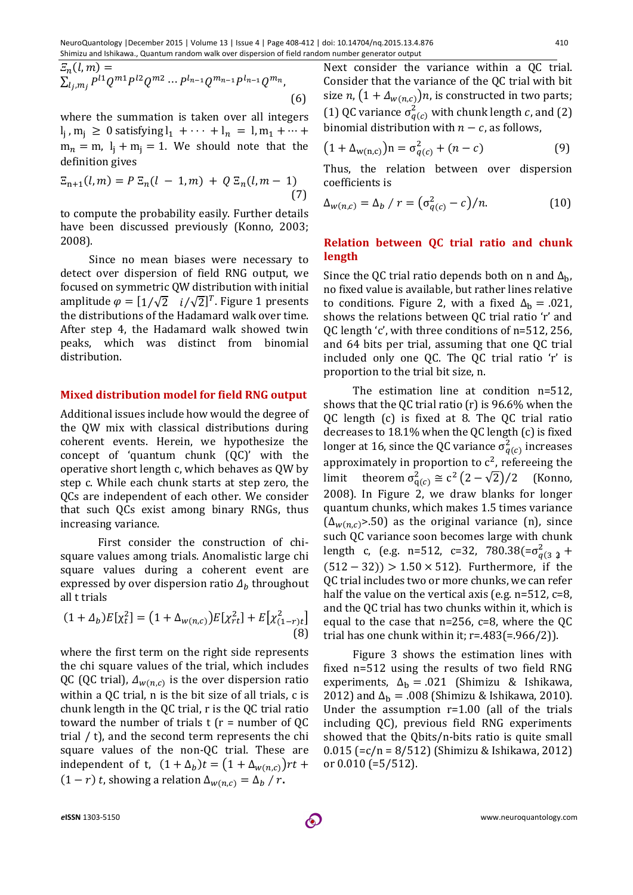$$\Xi_n(l, m) = \sum_{l_j, m_j} P^{l1} Q^{m1} P^{l2} Q^{m2} \cdots P^{l_{n-1}} Q^{m_{n-1}} P^{l_{n-1}} Q^{m_n}, \tag{6}$$

where the summation is taken over all integers $l_j, m_j \geq 0$ satisfying $l_1 + \cdots + l_n = l, m_1 + \cdots + m_n = m, l_j + m_j = 1$. We should note that the definition gives

$$\Xi_{n+1}(l, m) = P\,\Xi_n(l-1, m) + Q\,\Xi_n(l, m-1) \tag{7}$$

to compute the probability easily. Further details have been discussed previously (Konno, 2003; 2008).

Since no mean biases were necessary to detect over dispersion of field RNG output, we focused on symmetric QW distribution with initial amplitude $\varphi = [1/\sqrt{2} \quad i/\sqrt{2}]^T$. Figure 1 presents the distributions of the Hadamard walk over time. After step 4, the Hadamard walk showed twin peaks, which was distinct from binomial distribution.

## Mixed distribution model for field RNG output

Additional issues include how would the degree of the QW mix with classical distributions during coherent events. Herein, we hypothesize the concept of 'quantum chunk (QC)' with the operative short length c, which behaves as QW by step c. While each chunk starts at step zero, the QCs are independent of each other. We consider that such QCs exist among binary RNGs, thus increasing variance.

First consider the construction of chi-square values among trials. Anomalistic large chi square values during a coherent event are expressed by over dispersion ratio $\Delta_b$ throughout all t trials

$$(1 + \Delta_b)E[\chi_t^2] = (1 + \Delta_{w(n,c)})E[\chi_{rt}^2] + E[\chi_{(1-r)t}^2] \tag{8}$$

where the first term on the right side represents the chi square values of the trial, which includes QC (QC trial), $\Delta_{w(n,c)}$ is the over dispersion ratio within a QC trial, n is the bit size of all trials, c is chunk length in the QC trial, r is the QC trial ratio toward the number of trials (r = number of QC trial / t), and the second term represents the chi square values of the non-QC trial. These are independent of t, $(1 + \Delta_b)t = (1 + \Delta_{w(n,c)})rt + (1 - r)\,t$, showing a relation $\Delta_{w(n,c)} = \Delta_b / r$.

Next consider the variance within a QC trial. Consider that the variance of the QC trial with bit size $n$, $(1 + \Delta_{w(n,c)})n$, is constructed in two parts; (1) QC variance $\sigma_{q(c)}^2$ with chunk length $c$, and (2) binomial distribution with $n - c$, as follows,

$$(1 + \Delta_{w(n,c)})n = \sigma_{q(c)}^2 + (n - c) \tag{9}$$

Thus, the relation between over dispersion coefficients is

$$\Delta_{w(n,c)} = \Delta_b / r = (\sigma_{q(c)}^2 - c)/n. \tag{10}$$

## Relation between QC trial ratio and chunk length

Since the QC trial ratio depends both on n and $\Delta_b$, no fixed value is available, but rather lines relative to conditions. Figure 2, with a fixed $\Delta_b = .021$, shows the relations between QC trial ratio 'r' and QC length 'c', with three conditions of n=512, 256, and 64 bits per trial, assuming that one QC trial included only one QC. The QC trial ratio 'r' is proportion to the trial bit size, n.

The estimation line at condition n=512, shows that the QC trial ratio (r) is 96.6% when the QC length (c) is fixed at 8. The QC trial ratio decreases to 18.1% when the QC length (c) is fixed longer at 16, since the QC variance $\sigma_{q(c)}^2$ increases approximately in proportion to $c^2$, refereeing the limit theorem $\sigma_{q(c)}^2 \cong c^2\left(2 - \sqrt{2}\right)/2$ (Konno, 2008). In Figure 2, we draw blanks for longer quantum chunks, which makes 1.5 times variance ($\Delta_{w(n,c)}$>.50) as the original variance (n), since such QC variance soon becomes large with chunk length c, (e.g. n=512, c=32, 780.38(=$\sigma_{q(32)}^2$ + $(512 - 32)) > 1.50 \times 512$). Furthermore, if the QC trial includes two or more chunks, we can refer half the value on the vertical axis (e.g. n=512, c=8, and the QC trial has two chunks within it, which is equal to the case that n=256, c=8, where the QC trial has one chunk within it; r=.483(=.966/2)).

Figure 3 shows the estimation lines with fixed n=512 using the results of two field RNG experiments, $\Delta_b = .021$ (Shimizu & Ishikawa, 2012) and $\Delta_b = .008$ (Shimizu & Ishikawa, 2010). Under the assumption r=1.00 (all of the trials including QC), previous field RNG experiments showed that the Qbits/n-bits ratio is quite small 0.015 (=c/n = 8/512) (Shimizu & Ishikawa, 2012) or 0.010 (=5/512).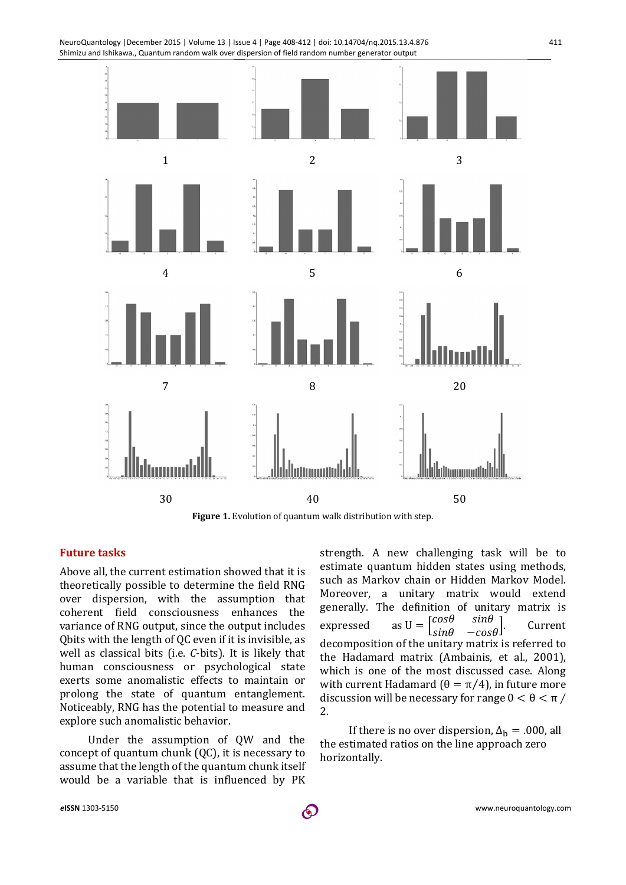1 2 3

4 5 6

7 8 20

30 40 50

**Figure 1.** Evolution of quantum walk distribution with step.

## Future tasks

Above all, the current estimation showed that it is theoretically possible to determine the field RNG over dispersion, with the assumption that coherent field consciousness enhances the variance of RNG output, since the output includes Qbits with the length of QC even if it is invisible, as well as classical bits (i.e. *C*-bits). It is likely that human consciousness or psychological state exerts some anomalistic effects to maintain or prolong the state of quantum entanglement. Noticeably, RNG has the potential to measure and explore such anomalistic behavior.

Under the assumption of QW and the concept of quantum chunk (QC), it is necessary to assume that the length of the quantum chunk itself would be a variable that is influenced by PK strength. A new challenging task will be to estimate quantum hidden states using methods, such as Markov chain or Hidden Markov Model. Moreover, a unitary matrix would extend generally. The definition of unitary matrix is expressed as $U = \begin{bmatrix} cos\theta & sin\theta \\ sin\theta & -cos\theta \end{bmatrix}$. Current decomposition of the unitary matrix is referred to the Hadamard matrix (Ambainis, et al., 2001), which is one of the most discussed case. Along with current Hadamard ($\theta = \pi/4$), in future more discussion will be necessary for range $0 < \theta < \pi / 2$.

If there is no over dispersion, $\Delta_b = .000$, all the estimated ratios on the line approach zero horizontally.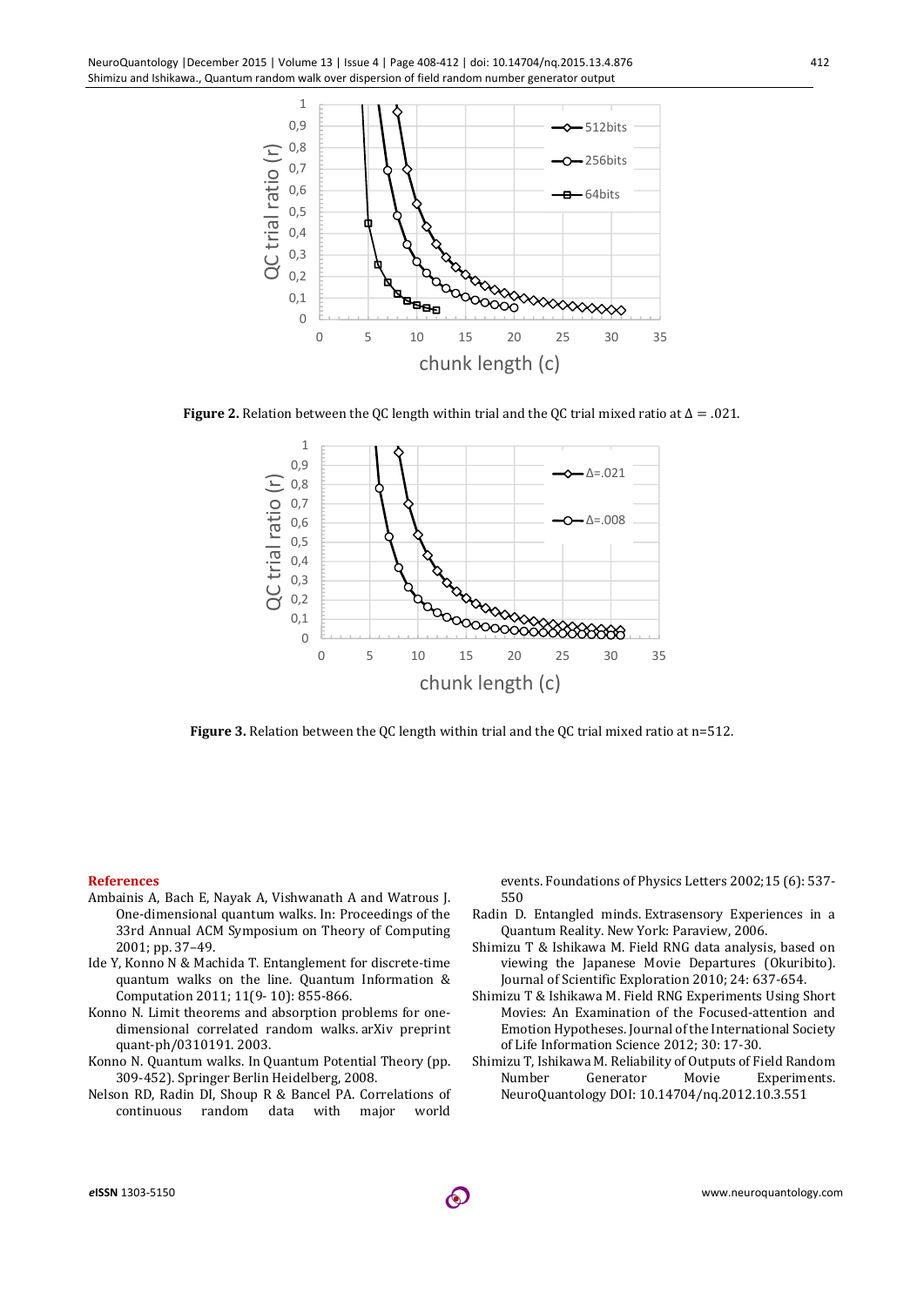QC trial ratio (r)

1
0,9
0,8
0,7
0,6
0,5
0,4
0,3
0,2
0,1
0

0 5 10 15 20 25 30 35

chunk length (c)

512bits
256bits
64bits

**Figure 2.** Relation between the QC length within trial and the QC trial mixed ratio at $\Delta = .021$.

QC trial ratio (r)

1
0,9
0,8
0,7
0,6
0,5
0,4
0,3
0,2
0,1
0

0 5 10 15 20 25 30 35

chunk length (c)

Δ=.021
Δ=.008

**Figure 3.** Relation between the QC length within trial and the QC trial mixed ratio at n=512.

## References

Ambainis A, Bach E, Nayak A, Vishwanath A and Watrous J. One-dimensional quantum walks. In: Proceedings of the 33rd Annual ACM Symposium on Theory of Computing 2001; pp. 37–49.

Ide Y, Konno N & Machida T. Entanglement for discrete-time quantum walks on the line. Quantum Information & Computation 2011; 11(9- 10): 855-866.

Konno N. Limit theorems and absorption problems for one-dimensional correlated random walks. arXiv preprint quant-ph/0310191. 2003.

Konno N. Quantum walks. In Quantum Potential Theory (pp. 309-452). Springer Berlin Heidelberg, 2008.

Nelson RD, Radin DI, Shoup R & Bancel PA. Correlations of continuous random data with major world events. Foundations of Physics Letters 2002;15 (6): 537-550

Radin D. Entangled minds. Extrasensory Experiences in a Quantum Reality. New York: Paraview, 2006.

Shimizu T & Ishikawa M. Field RNG data analysis, based on viewing the Japanese Movie Departures (Okuribito). Journal of Scientific Exploration 2010; 24: 637-654.

Shimizu T & Ishikawa M. Field RNG Experiments Using Short Movies: An Examination of the Focused-attention and Emotion Hypotheses. Journal of the International Society of Life Information Science 2012; 30: 17-30.

Shimizu T, Ishikawa M. Reliability of Outputs of Field Random Number Generator Movie Experiments. NeuroQuantology DOI: 10.14704/nq.2012.10.3.551